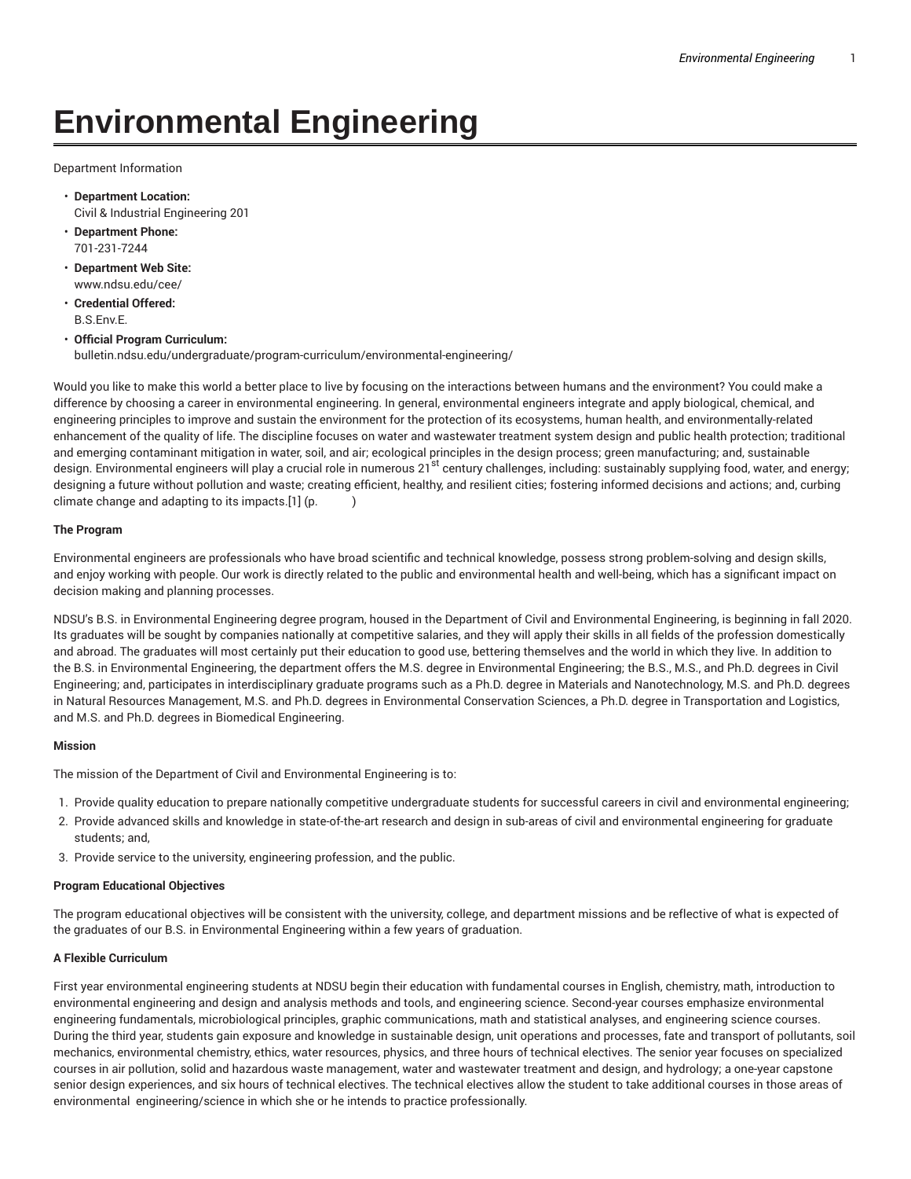# Environmental Engineering

Department Information

- **Department Location:**
  Civil & Industrial Engineering 201
- **Department Phone:**
  701-231-7244
- **Department Web Site:**
  www.ndsu.edu/cee/
- **Credential Offered:**
  B.S.Env.E.
- **Official Program Curriculum:**
  bulletin.ndsu.edu/undergraduate/program-curriculum/environmental-engineering/

Would you like to make this world a better place to live by focusing on the interactions between humans and the environment? You could make a difference by choosing a career in environmental engineering. In general, environmental engineers integrate and apply biological, chemical, and engineering principles to improve and sustain the environment for the protection of its ecosystems, human health, and environmentally-related enhancement of the quality of life. The discipline focuses on water and wastewater treatment system design and public health protection; traditional and emerging contaminant mitigation in water, soil, and air; ecological principles in the design process; green manufacturing; and, sustainable design. Environmental engineers will play a crucial role in numerous 21st century challenges, including: sustainably supplying food, water, and energy; designing a future without pollution and waste; creating efficient, healthy, and resilient cities; fostering informed decisions and actions; and, curbing climate change and adapting to its impacts.[1] (p. )

**The Program**

Environmental engineers are professionals who have broad scientific and technical knowledge, possess strong problem-solving and design skills, and enjoy working with people. Our work is directly related to the public and environmental health and well-being, which has a significant impact on decision making and planning processes.

NDSU's B.S. in Environmental Engineering degree program, housed in the Department of Civil and Environmental Engineering, is beginning in fall 2020. Its graduates will be sought by companies nationally at competitive salaries, and they will apply their skills in all fields of the profession domestically and abroad. The graduates will most certainly put their education to good use, bettering themselves and the world in which they live. In addition to the B.S. in Environmental Engineering, the department offers the M.S. degree in Environmental Engineering; the B.S., M.S., and Ph.D. degrees in Civil Engineering; and, participates in interdisciplinary graduate programs such as a Ph.D. degree in Materials and Nanotechnology, M.S. and Ph.D. degrees in Natural Resources Management, M.S. and Ph.D. degrees in Environmental Conservation Sciences, a Ph.D. degree in Transportation and Logistics, and M.S. and Ph.D. degrees in Biomedical Engineering.

**Mission**

The mission of the Department of Civil and Environmental Engineering is to:

1. Provide quality education to prepare nationally competitive undergraduate students for successful careers in civil and environmental engineering;
2. Provide advanced skills and knowledge in state-of-the-art research and design in sub-areas of civil and environmental engineering for graduate students; and,
3. Provide service to the university, engineering profession, and the public.

**Program Educational Objectives**

The program educational objectives will be consistent with the university, college, and department missions and be reflective of what is expected of the graduates of our B.S. in Environmental Engineering within a few years of graduation.

**A Flexible Curriculum**

First year environmental engineering students at NDSU begin their education with fundamental courses in English, chemistry, math, introduction to environmental engineering and design and analysis methods and tools, and engineering science. Second-year courses emphasize environmental engineering fundamentals, microbiological principles, graphic communications, math and statistical analyses, and engineering science courses. During the third year, students gain exposure and knowledge in sustainable design, unit operations and processes, fate and transport of pollutants, soil mechanics, environmental chemistry, ethics, water resources, physics, and three hours of technical electives. The senior year focuses on specialized courses in air pollution, solid and hazardous waste management, water and wastewater treatment and design, and hydrology; a one-year capstone senior design experiences, and six hours of technical electives. The technical electives allow the student to take additional courses in those areas of environmental engineering/science in which she or he intends to practice professionally.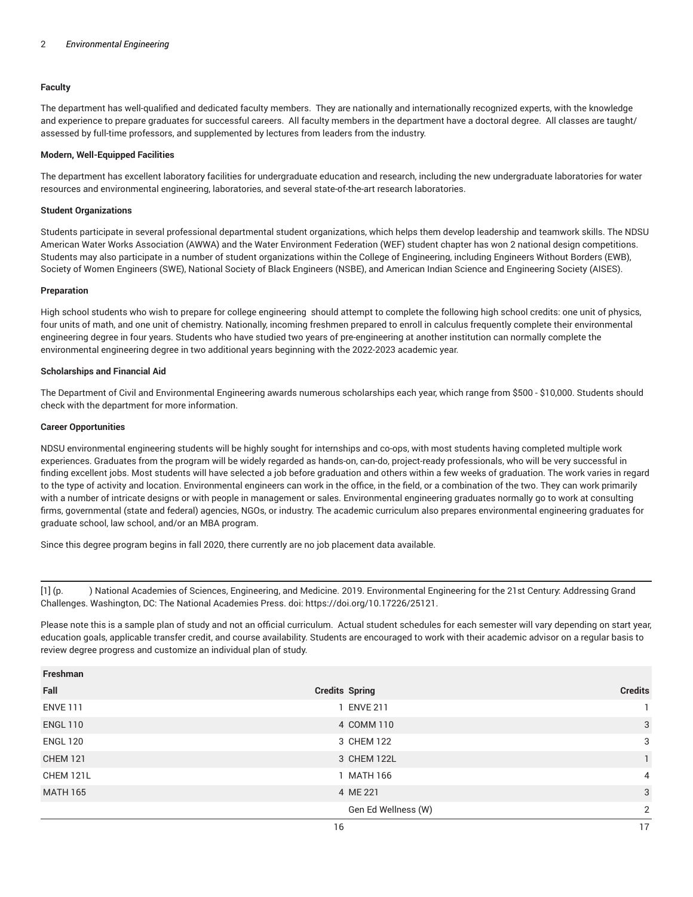**Faculty**

The department has well-qualified and dedicated faculty members.  They are nationally and internationally recognized experts, with the knowledge and experience to prepare graduates for successful careers.  All faculty members in the department have a doctoral degree.  All classes are taught/assessed by full-time professors, and supplemented by lectures from leaders from the industry.

**Modern, Well-Equipped Facilities**

The department has excellent laboratory facilities for undergraduate education and research, including the new undergraduate laboratories for water resources and environmental engineering, laboratories, and several state-of-the-art research laboratories.

**Student Organizations**

Students participate in several professional departmental student organizations, which helps them develop leadership and teamwork skills. The NDSU American Water Works Association (AWWA) and the Water Environment Federation (WEF) student chapter has won 2 national design competitions. Students may also participate in a number of student organizations within the College of Engineering, including Engineers Without Borders (EWB), Society of Women Engineers (SWE), National Society of Black Engineers (NSBE), and American Indian Science and Engineering Society (AISES).

**Preparation**

High school students who wish to prepare for college engineering  should attempt to complete the following high school credits: one unit of physics, four units of math, and one unit of chemistry. Nationally, incoming freshmen prepared to enroll in calculus frequently complete their environmental engineering degree in four years. Students who have studied two years of pre-engineering at another institution can normally complete the environmental engineering degree in two additional years beginning with the 2022-2023 academic year.

**Scholarships and Financial Aid**

The Department of Civil and Environmental Engineering awards numerous scholarships each year, which range from $500 - $10,000. Students should check with the department for more information.

**Career Opportunities**

NDSU environmental engineering students will be highly sought for internships and co-ops, with most students having completed multiple work experiences. Graduates from the program will be widely regarded as hands-on, can-do, project-ready professionals, who will be very successful in finding excellent jobs. Most students will have selected a job before graduation and others within a few weeks of graduation. The work varies in regard to the type of activity and location. Environmental engineers can work in the office, in the field, or a combination of the two. They can work primarily with a number of intricate designs or with people in management or sales. Environmental engineering graduates normally go to work at consulting firms, governmental (state and federal) agencies, NGOs, or industry. The academic curriculum also prepares environmental engineering graduates for graduate school, law school, and/or an MBA program.

Since this degree program begins in fall 2020, there currently are no job placement data available.

---

[1] (p.     ) National Academies of Sciences, Engineering, and Medicine. 2019. Environmental Engineering for the 21st Century: Addressing Grand Challenges. Washington, DC: The National Academies Press. doi: https://doi.org/10.17226/25121.

Please note this is a sample plan of study and not an official curriculum.  Actual student schedules for each semester will vary depending on start year, education goals, applicable transfer credit, and course availability. Students are encouraged to work with their academic advisor on a regular basis to review degree progress and customize an individual plan of study.

| Freshman | | | |
|---|---|---|---|
| **Fall** | **Credits** | **Spring** | **Credits** |
| ENVE 111 | 1 | ENVE 211 | 1 |
| ENGL 110 | 4 | COMM 110 | 3 |
| ENGL 120 | 3 | CHEM 122 | 3 |
| CHEM 121 | 3 | CHEM 122L | 1 |
| CHEM 121L | 1 | MATH 166 | 4 |
| MATH 165 | 4 | ME 221 | 3 |
| | | Gen Ed Wellness (W) | 2 |
| | 16 | | 17 |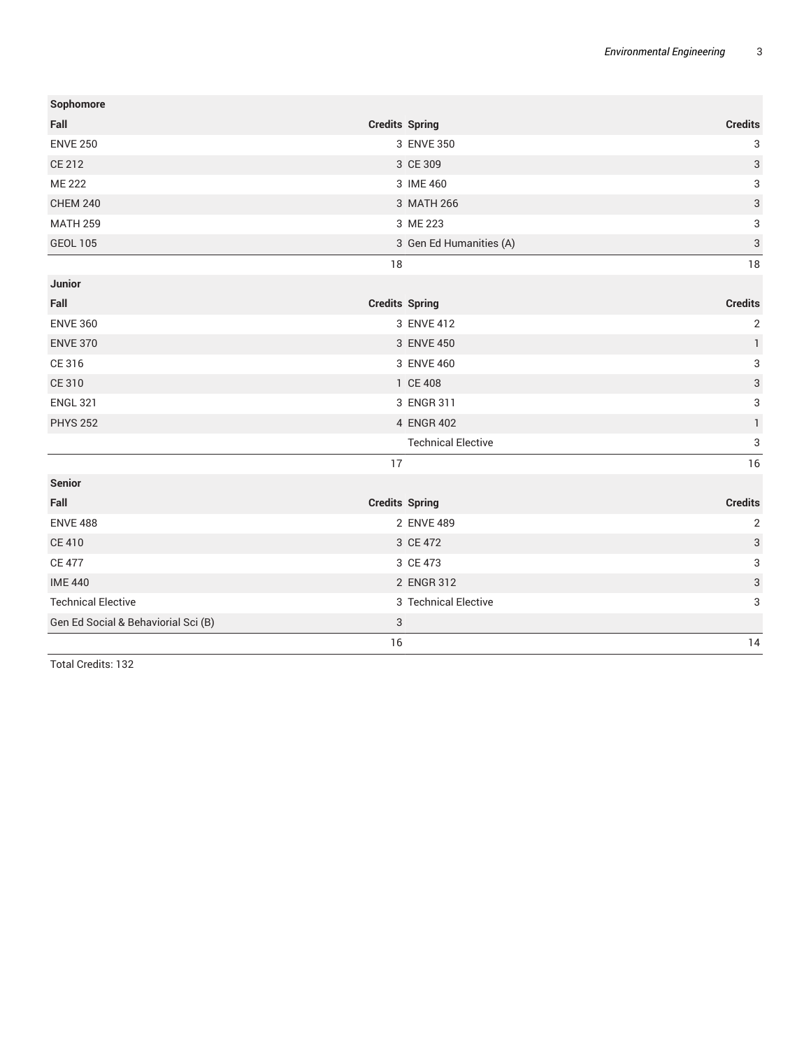| Sophomore | | | |
|---|---|---|---|
| **Fall** | **Credits** | **Spring** | **Credits** |
| ENVE 250 | 3 | ENVE 350 | 3 |
| CE 212 | 3 | CE 309 | 3 |
| ME 222 | 3 | IME 460 | 3 |
| CHEM 240 | 3 | MATH 266 | 3 |
| MATH 259 | 3 | ME 223 | 3 |
| GEOL 105 | 3 | Gen Ed Humanities (A) | 3 |
| | 18 | | 18 |
| **Junior** | | | |
| **Fall** | **Credits** | **Spring** | **Credits** |
| ENVE 360 | 3 | ENVE 412 | 2 |
| ENVE 370 | 3 | ENVE 450 | 1 |
| CE 316 | 3 | ENVE 460 | 3 |
| CE 310 | 1 | CE 408 | 3 |
| ENGL 321 | 3 | ENGR 311 | 3 |
| PHYS 252 | 4 | ENGR 402 | 1 |
| | | Technical Elective | 3 |
| | 17 | | 16 |
| **Senior** | | | |
| **Fall** | **Credits** | **Spring** | **Credits** |
| ENVE 488 | 2 | ENVE 489 | 2 |
| CE 410 | 3 | CE 472 | 3 |
| CE 477 | 3 | CE 473 | 3 |
| IME 440 | 2 | ENGR 312 | 3 |
| Technical Elective | 3 | Technical Elective | 3 |
| Gen Ed Social & Behaviorial Sci (B) | 3 | | |
| | 16 | | 14 |

Total Credits: 132